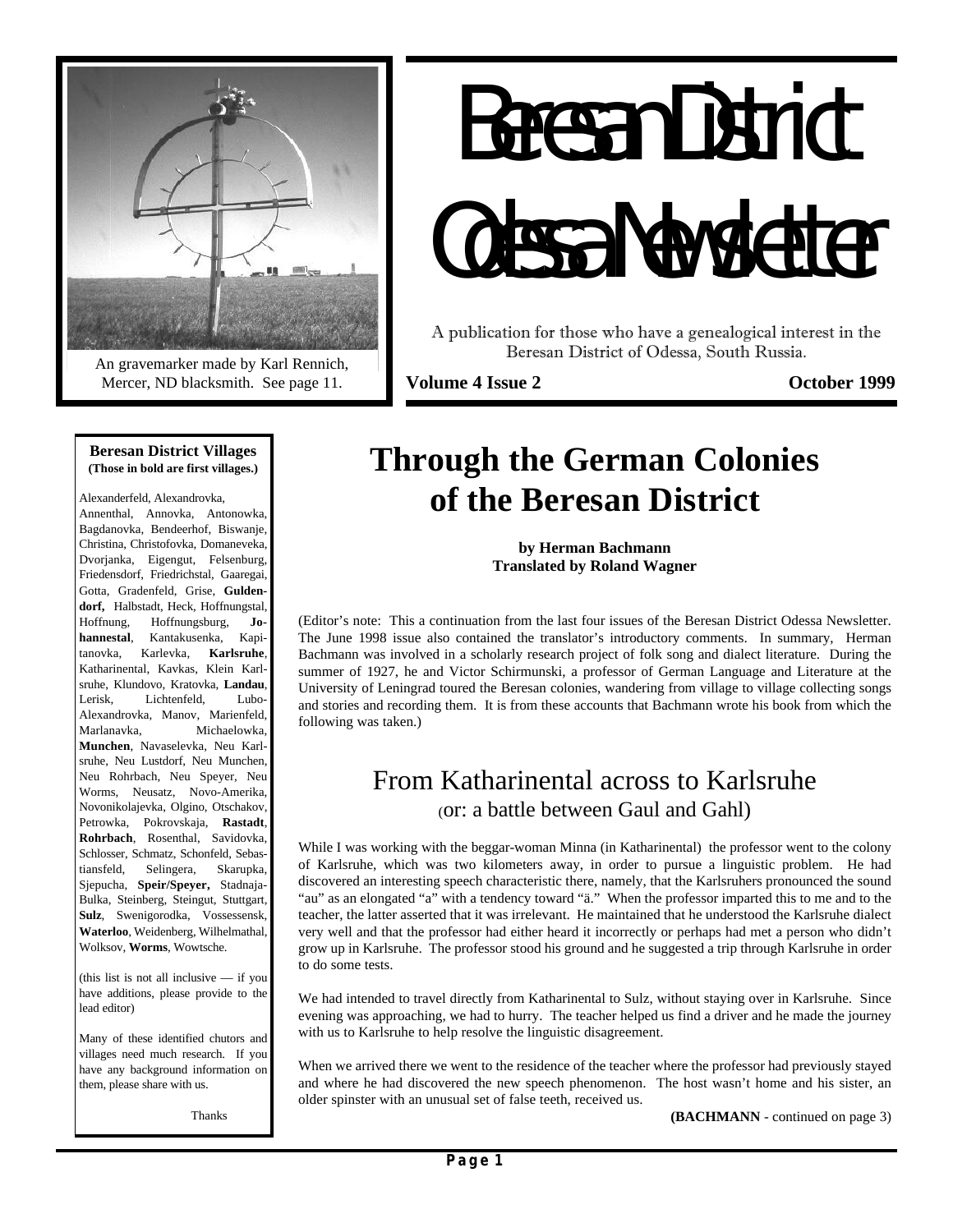An gravemarker made by Karl Rennich, Mercer, ND blacksmith. See page 11.

# Beresan District Odessa Newsletter

A publication for those who have a genealogical interest in the Beresan District of Odessa, South Russia.

**Volume 4 Issue 2** **October 1999**

**Beresan District Villages**
**(Those in bold are first villages.)**

Alexanderfeld, Alexandrovka, Annenthal, Annovka, Antonowka, Bagdanovka, Bendeerhof, Biswanje, Christina, Christofovka, Domaneveka, Dvorjanka, Eigengut, Felsenburg, Friedensdorf, Friedrichstal, Gaaregai, Gotta, Gradenfeld, Grise, **Guldendorf,** Halbstadt, Heck, Hoffnungstal, Hoffnung, Hoffnungsburg, **Johannestal**, Kantakusenka, Kapitanovka, Karlevka, **Karlsruhe**, Katharinental, Kavkas, Klein Karlsruhe, Klundovo, Kratovka, **Landau**, Lerisk, Lichtenfeld, Lubo-Alexandrovka, Manov, Marienfeld, Marlanavka, Michaelowka, **Munchen**, Navaselevka, Neu Karlsruhe, Neu Lustdorf, Neu Munchen, Neu Rohrbach, Neu Speyer, Neu Worms, Neusatz, Novo-Amerika, Novonikolajevka, Olgino, Otschakov, Petrowka, Pokrovskaja, **Rastadt**, **Rohrbach**, Rosenthal, Savidovka, Schlosser, Schmatz, Schonfeld, Sebastiansfeld, Selingera, Skarupka, Sjepucha, **Speir/Speyer,** Stadnaja-Bulka, Steinberg, Steingut, Stuttgart, **Sulz**, Swenigorodka, Vossessensk, **Waterloo**, Weidenberg, Wilhelmathal, Wolksov, **Worms**, Wowtsche.

(this list is not all inclusive — if you have additions, please provide to the lead editor)

Many of these identified chutors and villages need much research. If you have any background information on them, please share with us.

Thanks

# Through the German Colonies of the Beresan District

**by Herman Bachmann**
**Translated by Roland Wagner**

(Editor's note: This a continuation from the last four issues of the Beresan District Odessa Newsletter. The June 1998 issue also contained the translator's introductory comments. In summary, Herman Bachmann was involved in a scholarly research project of folk song and dialect literature. During the summer of 1927, he and Victor Schirmunski, a professor of German Language and Literature at the University of Leningrad toured the Beresan colonies, wandering from village to village collecting songs and stories and recording them. It is from these accounts that Bachmann wrote his book from which the following was taken.)

## From Katharinental across to Karlsruhe
(or: a battle between Gaul and Gahl)

While I was working with the beggar-woman Minna (in Katharinental) the professor went to the colony of Karlsruhe, which was two kilometers away, in order to pursue a linguistic problem. He had discovered an interesting speech characteristic there, namely, that the Karlsruhers pronounced the sound "au" as an elongated "a" with a tendency toward "ä." When the professor imparted this to me and to the teacher, the latter asserted that it was irrelevant. He maintained that he understood the Karlsruhe dialect very well and that the professor had either heard it incorrectly or perhaps had met a person who didn't grow up in Karlsruhe. The professor stood his ground and he suggested a trip through Karlsruhe in order to do some tests.

We had intended to travel directly from Katharinental to Sulz, without staying over in Karlsruhe. Since evening was approaching, we had to hurry. The teacher helped us find a driver and he made the journey with us to Karlsruhe to help resolve the linguistic disagreement.

When we arrived there we went to the residence of the teacher where the professor had previously stayed and where he had discovered the new speech phenomenon. The host wasn't home and his sister, an older spinster with an unusual set of false teeth, received us.

**(BACHMANN** - continued on page 3)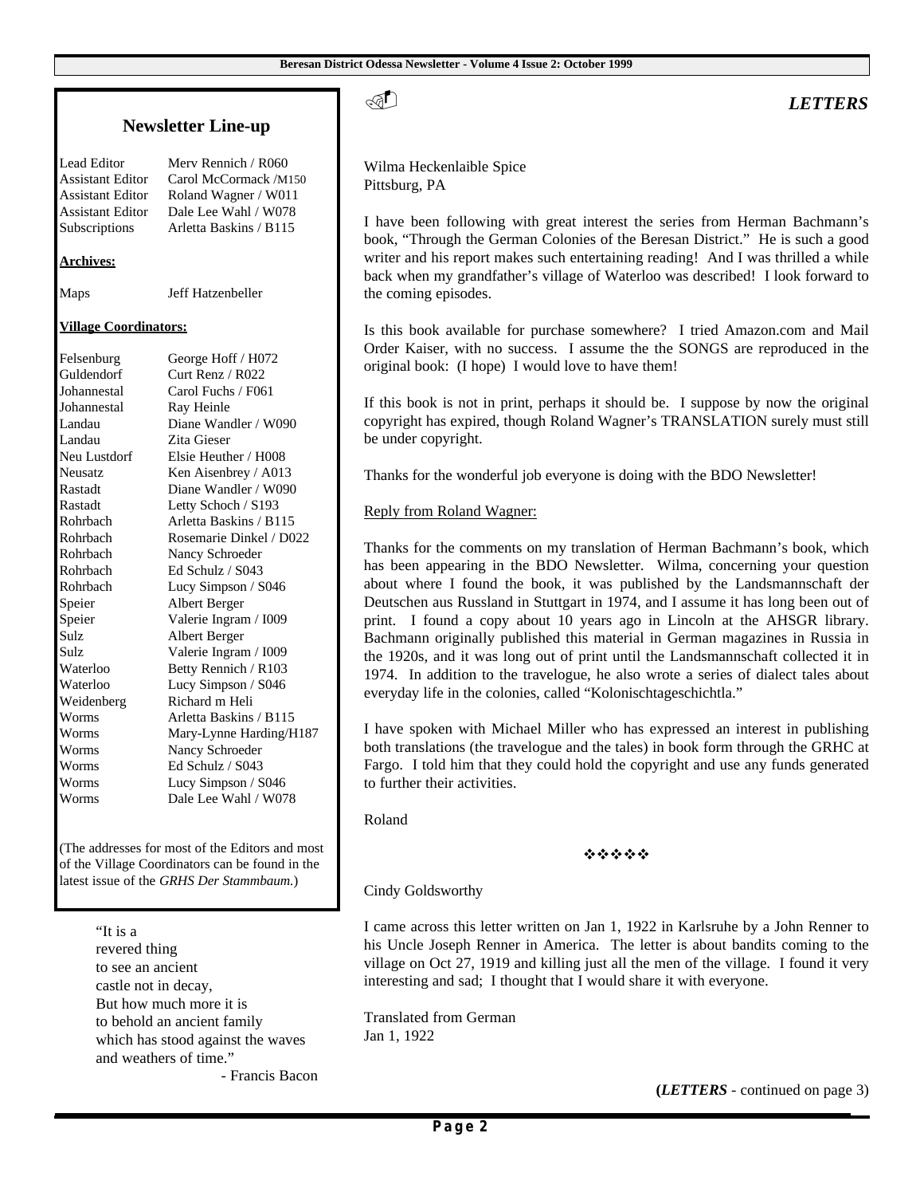## Newsletter Line-up

| | |
|---|---|
| Lead Editor | Merv Rennich / R060 |
| Assistant Editor | Carol McCormack /M150 |
| Assistant Editor | Roland Wagner / W011 |
| Assistant Editor | Dale Lee Wahl / W078 |
| Subscriptions | Arletta Baskins / B115 |

**Archives:**

| | |
|---|---|
| Maps | Jeff Hatzenbeller |

**Village Coordinators:**

| | |
|---|---|
| Felsenburg | George Hoff / H072 |
| Guldendorf | Curt Renz / R022 |
| Johannestal | Carol Fuchs / F061 |
| Johannestal | Ray Heinle |
| Landau | Diane Wandler / W090 |
| Landau | Zita Gieser |
| Neu Lustdorf | Elsie Heuther / H008 |
| Neusatz | Ken Aisenbrey / A013 |
| Rastadt | Diane Wandler / W090 |
| Rastadt | Letty Schoch / S193 |
| Rohrbach | Arletta Baskins / B115 |
| Rohrbach | Rosemarie Dinkel / D022 |
| Rohrbach | Nancy Schroeder |
| Rohrbach | Ed Schulz / S043 |
| Rohrbach | Lucy Simpson / S046 |
| Speier | Albert Berger |
| Speier | Valerie Ingram / I009 |
| Sulz | Albert Berger |
| Sulz | Valerie Ingram / I009 |
| Waterloo | Betty Rennich / R103 |
| Waterloo | Lucy Simpson / S046 |
| Weidenberg | Richard m Heli |
| Worms | Arletta Baskins / B115 |
| Worms | Mary-Lynne Harding/H187 |
| Worms | Nancy Schroeder |
| Worms | Ed Schulz / S043 |
| Worms | Lucy Simpson / S046 |
| Worms | Dale Lee Wahl / W078 |

(The addresses for most of the Editors and most of the Village Coordinators can be found in the latest issue of the *GRHS Der Stammbaum*.)

"It is a
revered thing
to see an ancient
castle not in decay,
But how much more it is
to behold an ancient family
which has stood against the waves
and weathers of time."

- Francis Bacon

## *LETTERS*

Wilma Heckenlaible Spice
Pittsburg, PA

I have been following with great interest the series from Herman Bachmann's book, "Through the German Colonies of the Beresan District." He is such a good writer and his report makes such entertaining reading! And I was thrilled a while back when my grandfather's village of Waterloo was described! I look forward to the coming episodes.

Is this book available for purchase somewhere? I tried Amazon.com and Mail Order Kaiser, with no success. I assume the the SONGS are reproduced in the original book: (I hope) I would love to have them!

If this book is not in print, perhaps it should be. I suppose by now the original copyright has expired, though Roland Wagner's TRANSLATION surely must still be under copyright.

Thanks for the wonderful job everyone is doing with the BDO Newsletter!

Reply from Roland Wagner:

Thanks for the comments on my translation of Herman Bachmann's book, which has been appearing in the BDO Newsletter. Wilma, concerning your question about where I found the book, it was published by the Landsmannschaft der Deutschen aus Russland in Stuttgart in 1974, and I assume it has long been out of print. I found a copy about 10 years ago in Lincoln at the AHSGR library. Bachmann originally published this material in German magazines in Russia in the 1920s, and it was long out of print until the Landsmannschaft collected it in 1974. In addition to the travelogue, he also wrote a series of dialect tales about everyday life in the colonies, called "Kolonischtageschichtla."

I have spoken with Michael Miller who has expressed an interest in publishing both translations (the travelogue and the tales) in book form through the GRHC at Fargo. I told him that they could hold the copyright and use any funds generated to further their activities.

Roland

❖❖❖❖❖

Cindy Goldsworthy

I came across this letter written on Jan 1, 1922 in Karlsruhe by a John Renner to his Uncle Joseph Renner in America. The letter is about bandits coming to the village on Oct 27, 1919 and killing just all the men of the village. I found it very interesting and sad; I thought that I would share it with everyone.

Translated from German
Jan 1, 1922

**(*LETTERS* - continued on page 3)**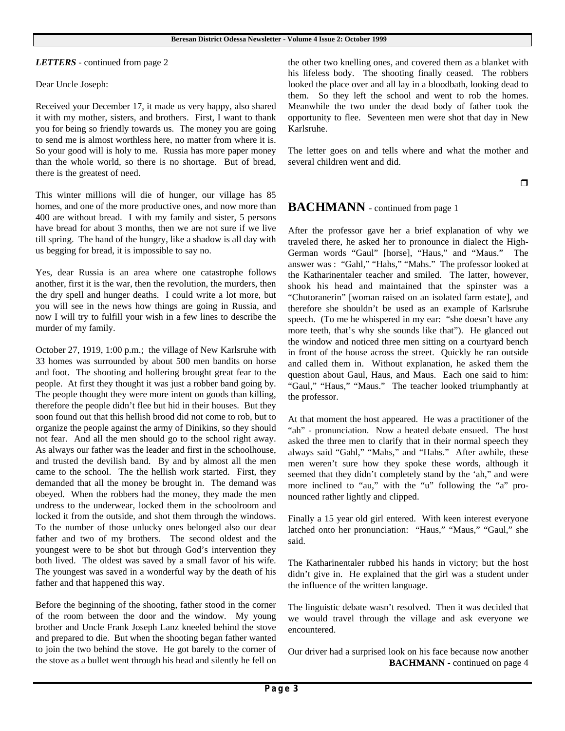***LETTERS*** - continued from page 2

Dear Uncle Joseph:

Received your December 17, it made us very happy, also shared it with my mother, sisters, and brothers. First, I want to thank you for being so friendly towards us. The money you are going to send me is almost worthless here, no matter from where it is. So your good will is holy to me. Russia has more paper money than the whole world, so there is no shortage. But of bread, there is the greatest of need.

This winter millions will die of hunger, our village has 85 homes, and one of the more productive ones, and now more than 400 are without bread. I with my family and sister, 5 persons have bread for about 3 months, then we are not sure if we live till spring. The hand of the hungry, like a shadow is all day with us begging for bread, it is impossible to say no.

Yes, dear Russia is an area where one catastrophe follows another, first it is the war, then the revolution, the murders, then the dry spell and hunger deaths. I could write a lot more, but you will see in the news how things are going in Russia, and now I will try to fulfill your wish in a few lines to describe the murder of my family.

October 27, 1919, 1:00 p.m.; the village of New Karlsruhe with 33 homes was surrounded by about 500 men bandits on horse and foot. The shooting and hollering brought great fear to the people. At first they thought it was just a robber band going by. The people thought they were more intent on goods than killing, therefore the people didn't flee but hid in their houses. But they soon found out that this hellish brood did not come to rob, but to organize the people against the army of Dinikins, so they should not fear. And all the men should go to the school right away. As always our father was the leader and first in the schoolhouse, and trusted the devilish band. By and by almost all the men came to the school. The the hellish work started. First, they demanded that all the money be brought in. The demand was obeyed. When the robbers had the money, they made the men undress to the underwear, locked them in the schoolroom and locked it from the outside, and shot them through the windows. To the number of those unlucky ones belonged also our dear father and two of my brothers. The second oldest and the youngest were to be shot but through God's intervention they both lived. The oldest was saved by a small favor of his wife. The youngest was saved in a wonderful way by the death of his father and that happened this way.

Before the beginning of the shooting, father stood in the corner of the room between the door and the window. My young brother and Uncle Frank Joseph Lanz kneeled behind the stove and prepared to die. But when the shooting began father wanted to join the two behind the stove. He got barely to the corner of the stove as a bullet went through his head and silently he fell on the other two knelling ones, and covered them as a blanket with his lifeless body. The shooting finally ceased. The robbers looked the place over and all lay in a bloodbath, looking dead to them. So they left the school and went to rob the homes. Meanwhile the two under the dead body of father took the opportunity to flee. Seventeen men were shot that day in New Karlsruhe.

The letter goes on and tells where and what the mother and several children went and did.

❒

## BACHMANN - continued from page 1

After the professor gave her a brief explanation of why we traveled there, he asked her to pronounce in dialect the High-German words "Gaul" [horse], "Haus," and "Maus." The answer was : "Gahl," "Hahs," "Mahs." The professor looked at the Katharinentaler teacher and smiled. The latter, however, shook his head and maintained that the spinster was a "Chutoranerin" [woman raised on an isolated farm estate], and therefore she shouldn't be used as an example of Karlsruhe speech. (To me he whispered in my ear: "she doesn't have any more teeth, that's why she sounds like that"). He glanced out the window and noticed three men sitting on a courtyard bench in front of the house across the street. Quickly he ran outside and called them in. Without explanation, he asked them the question about Gaul, Haus, and Maus. Each one said to him: "Gaul," "Haus," "Maus." The teacher looked triumphantly at the professor.

At that moment the host appeared. He was a practitioner of the "ah" - pronunciation. Now a heated debate ensued. The host asked the three men to clarify that in their normal speech they always said "Gahl," "Mahs," and "Hahs." After awhile, these men weren't sure how they spoke these words, although it seemed that they didn't completely stand by the 'ah," and were more inclined to "au," with the "u" following the "a" pronounced rather lightly and clipped.

Finally a 15 year old girl entered. With keen interest everyone latched onto her pronunciation: "Haus," "Maus," "Gaul," she said.

The Katharinentaler rubbed his hands in victory; but the host didn't give in. He explained that the girl was a student under the influence of the written language.

The linguistic debate wasn't resolved. Then it was decided that we would travel through the village and ask everyone we encountered.

Our driver had a surprised look on his face because now another

**BACHMANN** - continued on page 4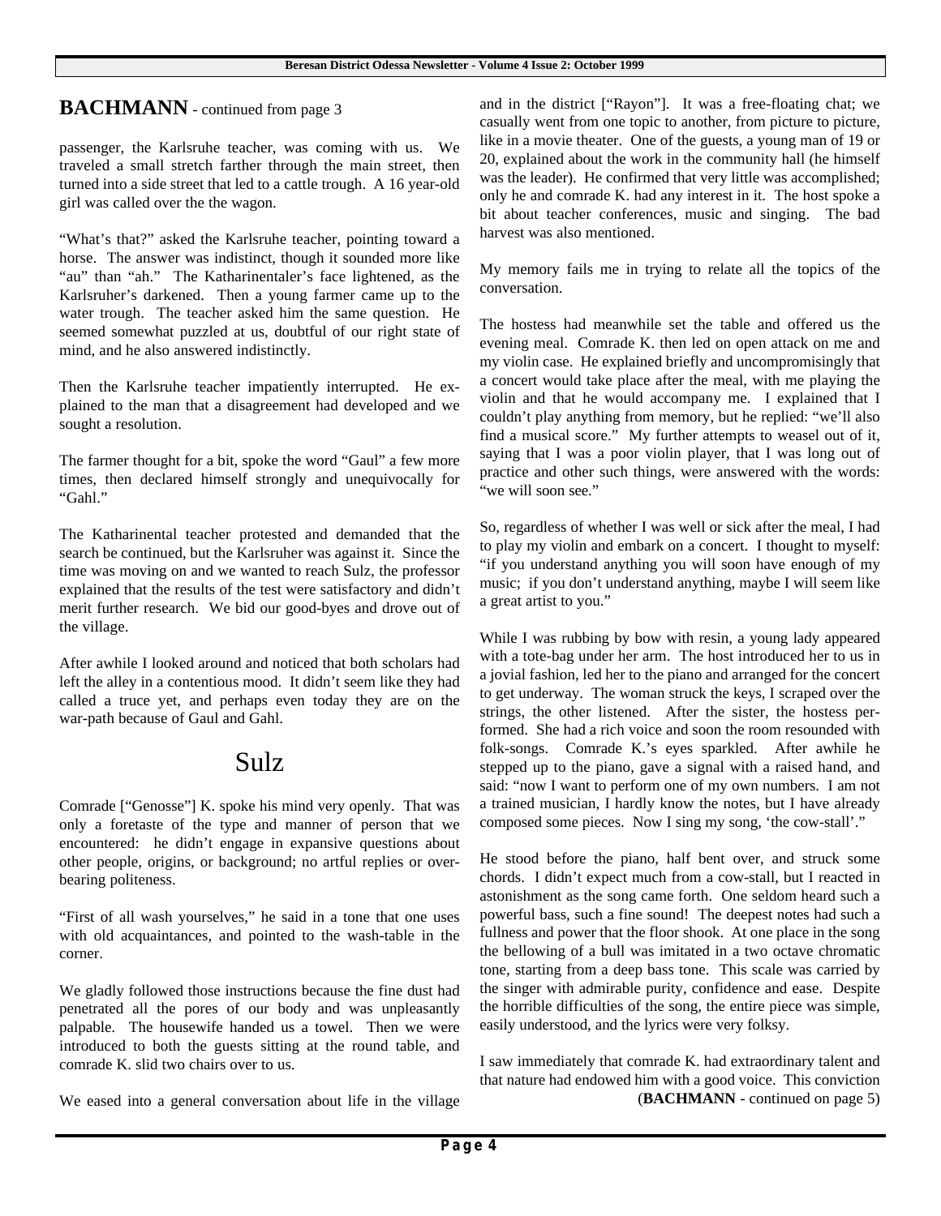## BACHMANN - continued from page 3

passenger, the Karlsruhe teacher, was coming with us. We traveled a small stretch farther through the main street, then turned into a side street that led to a cattle trough. A 16 year-old girl was called over the the wagon.

"What's that?" asked the Karlsruhe teacher, pointing toward a horse. The answer was indistinct, though it sounded more like "au" than "ah." The Katharinentaler's face lightened, as the Karlsruher's darkened. Then a young farmer came up to the water trough. The teacher asked him the same question. He seemed somewhat puzzled at us, doubtful of our right state of mind, and he also answered indistinctly.

Then the Karlsruhe teacher impatiently interrupted. He explained to the man that a disagreement had developed and we sought a resolution.

The farmer thought for a bit, spoke the word "Gaul" a few more times, then declared himself strongly and unequivocally for "Gahl."

The Katharinental teacher protested and demanded that the search be continued, but the Karlsruher was against it. Since the time was moving on and we wanted to reach Sulz, the professor explained that the results of the test were satisfactory and didn't merit further research. We bid our good-byes and drove out of the village.

After awhile I looked around and noticed that both scholars had left the alley in a contentious mood. It didn't seem like they had called a truce yet, and perhaps even today they are on the war-path because of Gaul and Gahl.

## Sulz

Comrade ["Genosse"] K. spoke his mind very openly. That was only a foretaste of the type and manner of person that we encountered: he didn't engage in expansive questions about other people, origins, or background; no artful replies or overbearing politeness.

"First of all wash yourselves," he said in a tone that one uses with old acquaintances, and pointed to the wash-table in the corner.

We gladly followed those instructions because the fine dust had penetrated all the pores of our body and was unpleasantly palpable. The housewife handed us a towel. Then we were introduced to both the guests sitting at the round table, and comrade K. slid two chairs over to us.

We eased into a general conversation about life in the village and in the district ["Rayon"]. It was a free-floating chat; we casually went from one topic to another, from picture to picture, like in a movie theater. One of the guests, a young man of 19 or 20, explained about the work in the community hall (he himself was the leader). He confirmed that very little was accomplished; only he and comrade K. had any interest in it. The host spoke a bit about teacher conferences, music and singing. The bad harvest was also mentioned.

My memory fails me in trying to relate all the topics of the conversation.

The hostess had meanwhile set the table and offered us the evening meal. Comrade K. then led on open attack on me and my violin case. He explained briefly and uncompromisingly that a concert would take place after the meal, with me playing the violin and that he would accompany me. I explained that I couldn't play anything from memory, but he replied: "we'll also find a musical score." My further attempts to weasel out of it, saying that I was a poor violin player, that I was long out of practice and other such things, were answered with the words: "we will soon see."

So, regardless of whether I was well or sick after the meal, I had to play my violin and embark on a concert. I thought to myself: "if you understand anything you will soon have enough of my music; if you don't understand anything, maybe I will seem like a great artist to you."

While I was rubbing by bow with resin, a young lady appeared with a tote-bag under her arm. The host introduced her to us in a jovial fashion, led her to the piano and arranged for the concert to get underway. The woman struck the keys, I scraped over the strings, the other listened. After the sister, the hostess performed. She had a rich voice and soon the room resounded with folk-songs. Comrade K.'s eyes sparkled. After awhile he stepped up to the piano, gave a signal with a raised hand, and said: "now I want to perform one of my own numbers. I am not a trained musician, I hardly know the notes, but I have already composed some pieces. Now I sing my song, 'the cow-stall'."

He stood before the piano, half bent over, and struck some chords. I didn't expect much from a cow-stall, but I reacted in astonishment as the song came forth. One seldom heard such a powerful bass, such a fine sound! The deepest notes had such a fullness and power that the floor shook. At one place in the song the bellowing of a bull was imitated in a two octave chromatic tone, starting from a deep bass tone. This scale was carried by the singer with admirable purity, confidence and ease. Despite the horrible difficulties of the song, the entire piece was simple, easily understood, and the lyrics were very folksy.

I saw immediately that comrade K. had extraordinary talent and that nature had endowed him with a good voice. This conviction

(**BACHMANN** - continued on page 5)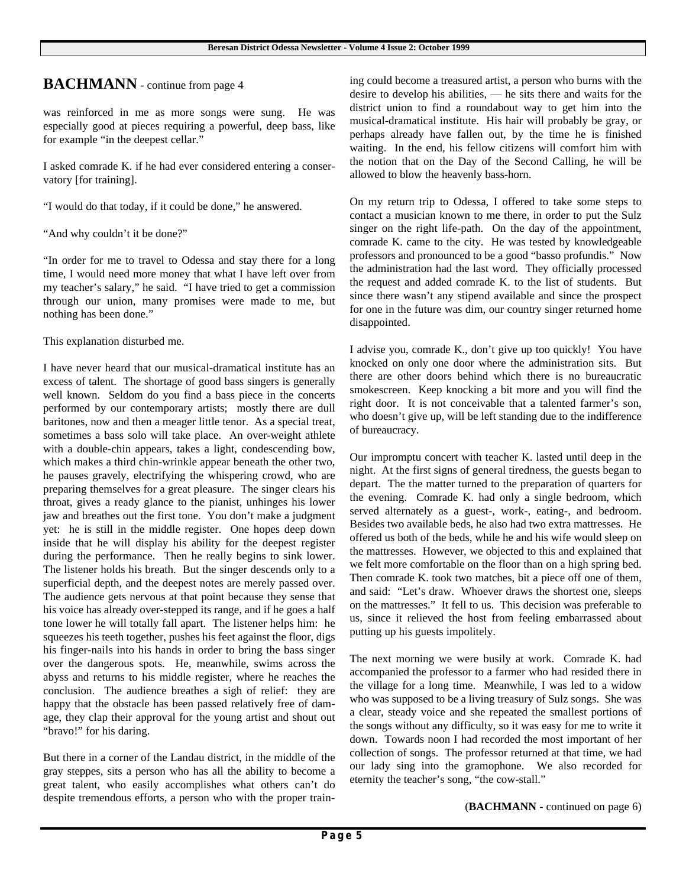## BACHMANN - continue from page 4

was reinforced in me as more songs were sung. He was especially good at pieces requiring a powerful, deep bass, like for example "in the deepest cellar."

I asked comrade K. if he had ever considered entering a conservatory [for training].

"I would do that today, if it could be done," he answered.

"And why couldn't it be done?"

"In order for me to travel to Odessa and stay there for a long time, I would need more money that what I have left over from my teacher's salary," he said. "I have tried to get a commission through our union, many promises were made to me, but nothing has been done."

This explanation disturbed me.

I have never heard that our musical-dramatical institute has an excess of talent. The shortage of good bass singers is generally well known. Seldom do you find a bass piece in the concerts performed by our contemporary artists; mostly there are dull baritones, now and then a meager little tenor. As a special treat, sometimes a bass solo will take place. An over-weight athlete with a double-chin appears, takes a light, condescending bow, which makes a third chin-wrinkle appear beneath the other two, he pauses gravely, electrifying the whispering crowd, who are preparing themselves for a great pleasure. The singer clears his throat, gives a ready glance to the pianist, unhinges his lower jaw and breathes out the first tone. You don't make a judgment yet: he is still in the middle register. One hopes deep down inside that he will display his ability for the deepest register during the performance. Then he really begins to sink lower. The listener holds his breath. But the singer descends only to a superficial depth, and the deepest notes are merely passed over. The audience gets nervous at that point because they sense that his voice has already over-stepped its range, and if he goes a half tone lower he will totally fall apart. The listener helps him: he squeezes his teeth together, pushes his feet against the floor, digs his finger-nails into his hands in order to bring the bass singer over the dangerous spots. He, meanwhile, swims across the abyss and returns to his middle register, where he reaches the conclusion. The audience breathes a sigh of relief: they are happy that the obstacle has been passed relatively free of damage, they clap their approval for the young artist and shout out "bravo!" for his daring.

But there in a corner of the Landau district, in the middle of the gray steppes, sits a person who has all the ability to become a great talent, who easily accomplishes what others can't do despite tremendous efforts, a person who with the proper training could become a treasured artist, a person who burns with the desire to develop his abilities, — he sits there and waits for the district union to find a roundabout way to get him into the musical-dramatical institute. His hair will probably be gray, or perhaps already have fallen out, by the time he is finished waiting. In the end, his fellow citizens will comfort him with the notion that on the Day of the Second Calling, he will be allowed to blow the heavenly bass-horn.

On my return trip to Odessa, I offered to take some steps to contact a musician known to me there, in order to put the Sulz singer on the right life-path. On the day of the appointment, comrade K. came to the city. He was tested by knowledgeable professors and pronounced to be a good "basso profundis." Now the administration had the last word. They officially processed the request and added comrade K. to the list of students. But since there wasn't any stipend available and since the prospect for one in the future was dim, our country singer returned home disappointed.

I advise you, comrade K., don't give up too quickly! You have knocked on only one door where the administration sits. But there are other doors behind which there is no bureaucratic smokescreen. Keep knocking a bit more and you will find the right door. It is not conceivable that a talented farmer's son, who doesn't give up, will be left standing due to the indifference of bureaucracy.

Our impromptu concert with teacher K. lasted until deep in the night. At the first signs of general tiredness, the guests began to depart. The the matter turned to the preparation of quarters for the evening. Comrade K. had only a single bedroom, which served alternately as a guest-, work-, eating-, and bedroom. Besides two available beds, he also had two extra mattresses. He offered us both of the beds, while he and his wife would sleep on the mattresses. However, we objected to this and explained that we felt more comfortable on the floor than on a high spring bed. Then comrade K. took two matches, bit a piece off one of them, and said: "Let's draw. Whoever draws the shortest one, sleeps on the mattresses." It fell to us. This decision was preferable to us, since it relieved the host from feeling embarrassed about putting up his guests impolitely.

The next morning we were busily at work. Comrade K. had accompanied the professor to a farmer who had resided there in the village for a long time. Meanwhile, I was led to a widow who was supposed to be a living treasury of Sulz songs. She was a clear, steady voice and she repeated the smallest portions of the songs without any difficulty, so it was easy for me to write it down. Towards noon I had recorded the most important of her collection of songs. The professor returned at that time, we had our lady sing into the gramophone. We also recorded for eternity the teacher's song, "the cow-stall."

(**BACHMANN** - continued on page 6)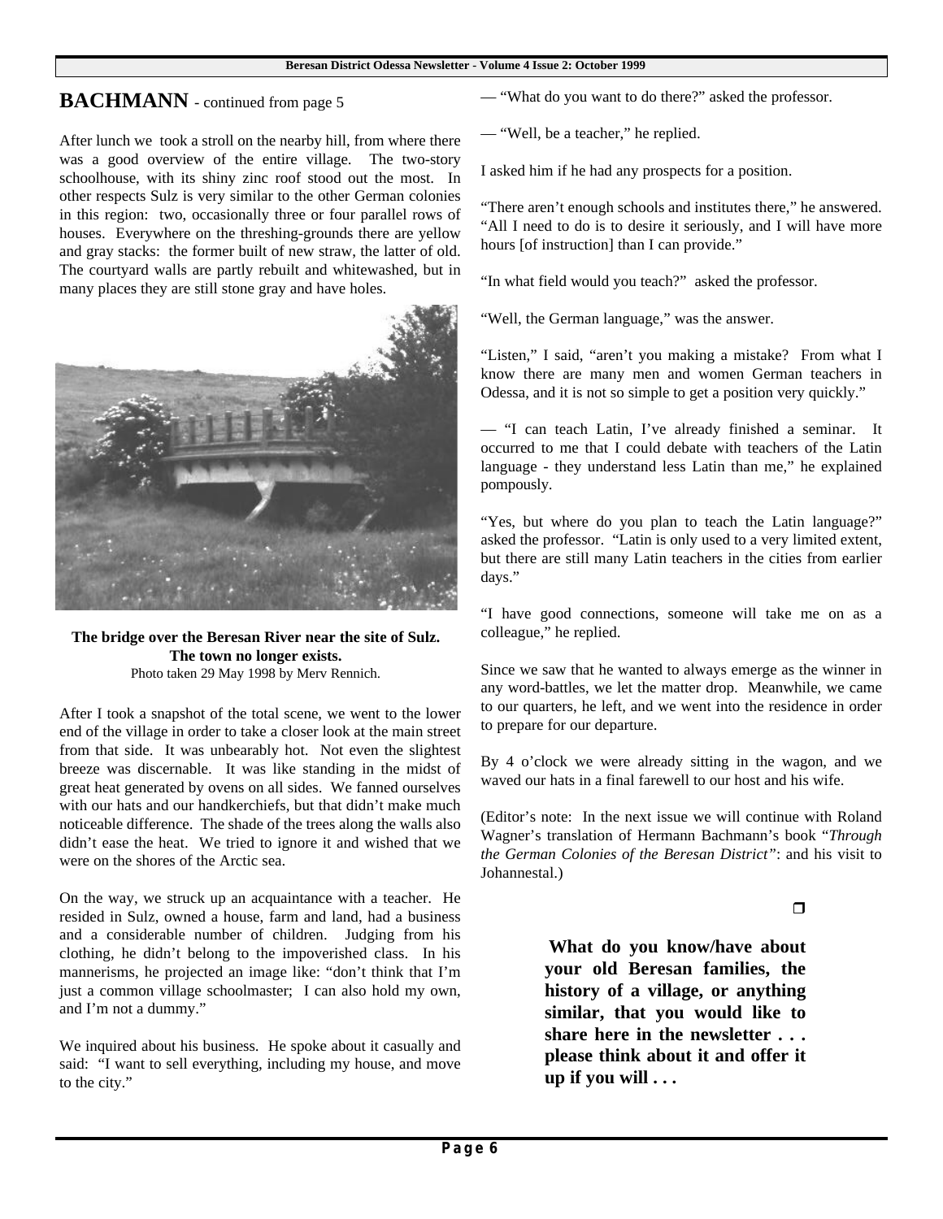## BACHMANN - continued from page 5

After lunch we took a stroll on the nearby hill, from where there was a good overview of the entire village. The two-story schoolhouse, with its shiny zinc roof stood out the most. In other respects Sulz is very similar to the other German colonies in this region: two, occasionally three or four parallel rows of houses. Everywhere on the threshing-grounds there are yellow and gray stacks: the former built of new straw, the latter of old. The courtyard walls are partly rebuilt and whitewashed, but in many places they are still stone gray and have holes.

**The bridge over the Beresan River near the site of Sulz. The town no longer exists.**
Photo taken 29 May 1998 by Merv Rennich.

After I took a snapshot of the total scene, we went to the lower end of the village in order to take a closer look at the main street from that side. It was unbearably hot. Not even the slightest breeze was discernable. It was like standing in the midst of great heat generated by ovens on all sides. We fanned ourselves with our hats and our handkerchiefs, but that didn't make much noticeable difference. The shade of the trees along the walls also didn't ease the heat. We tried to ignore it and wished that we were on the shores of the Arctic sea.

On the way, we struck up an acquaintance with a teacher. He resided in Sulz, owned a house, farm and land, had a business and a considerable number of children. Judging from his clothing, he didn't belong to the impoverished class. In his mannerisms, he projected an image like: "don't think that I'm just a common village schoolmaster; I can also hold my own, and I'm not a dummy."

We inquired about his business. He spoke about it casually and said: "I want to sell everything, including my house, and move to the city."

— "What do you want to do there?" asked the professor.

— "Well, be a teacher," he replied.

I asked him if he had any prospects for a position.

"There aren't enough schools and institutes there," he answered. "All I need to do is to desire it seriously, and I will have more hours [of instruction] than I can provide."

"In what field would you teach?" asked the professor.

"Well, the German language," was the answer.

"Listen," I said, "aren't you making a mistake? From what I know there are many men and women German teachers in Odessa, and it is not so simple to get a position very quickly."

— "I can teach Latin, I've already finished a seminar. It occurred to me that I could debate with teachers of the Latin language - they understand less Latin than me," he explained pompously.

"Yes, but where do you plan to teach the Latin language?" asked the professor. "Latin is only used to a very limited extent, but there are still many Latin teachers in the cities from earlier days."

"I have good connections, someone will take me on as a colleague," he replied.

Since we saw that he wanted to always emerge as the winner in any word-battles, we let the matter drop. Meanwhile, we came to our quarters, he left, and we went into the residence in order to prepare for our departure.

By 4 o'clock we were already sitting in the wagon, and we waved our hats in a final farewell to our host and his wife.

(Editor's note: In the next issue we will continue with Roland Wagner's translation of Hermann Bachmann's book "*Through the German Colonies of the Beresan District*": and his visit to Johannestal.)

❐

**What do you know/have about your old Beresan families, the history of a village, or anything similar, that you would like to share here in the newsletter . . . please think about it and offer it up if you will . . .**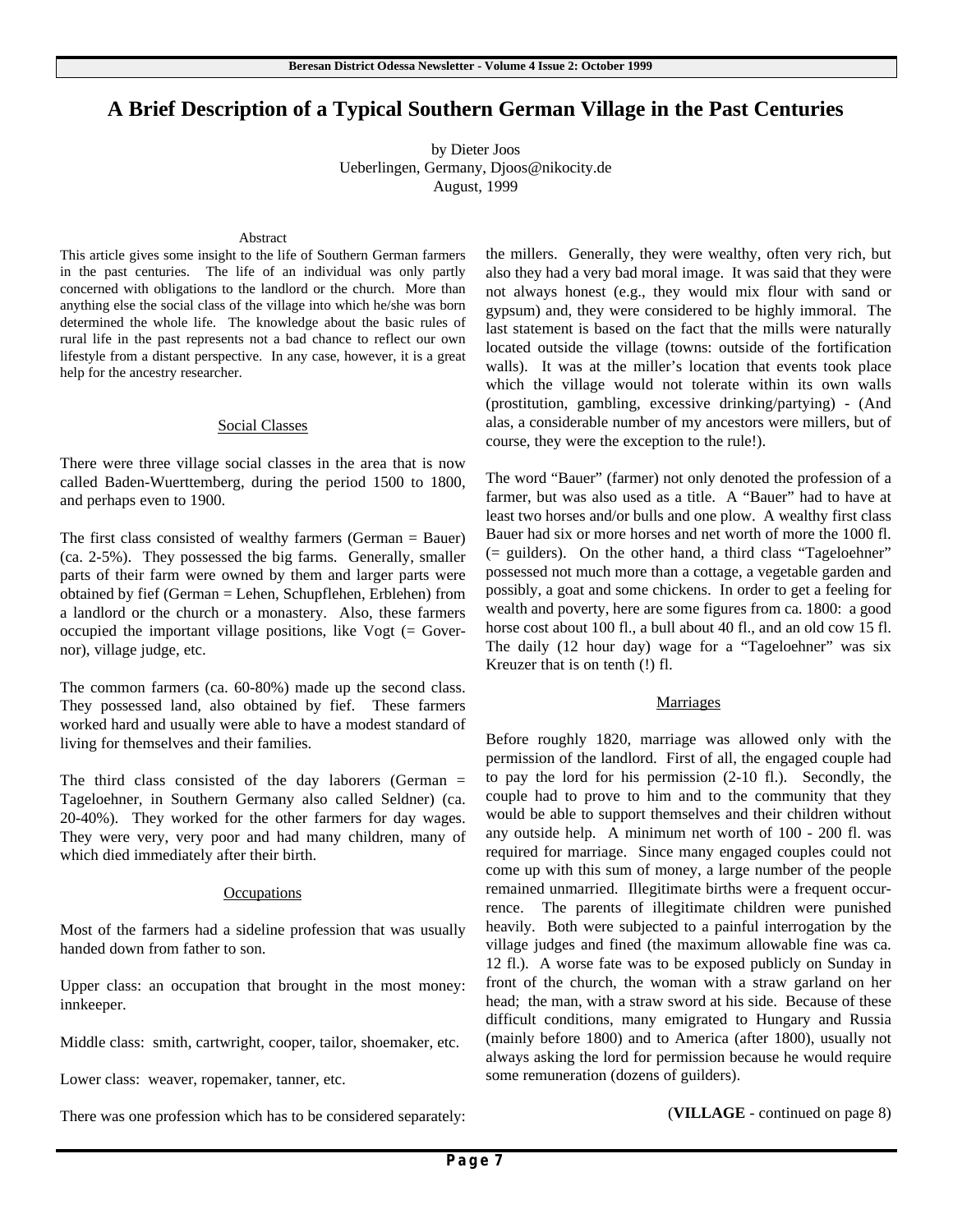# A Brief Description of a Typical Southern German Village in the Past Centuries

by Dieter Joos
Ueberlingen, Germany, Djoos@nikocity.de
August, 1999

### Abstract

This article gives some insight to the life of Southern German farmers in the past centuries. The life of an individual was only partly concerned with obligations to the landlord or the church. More than anything else the social class of the village into which he/she was born determined the whole life. The knowledge about the basic rules of rural life in the past represents not a bad chance to reflect our own lifestyle from a distant perspective. In any case, however, it is a great help for the ancestry researcher.

## Social Classes

There were three village social classes in the area that is now called Baden-Wuerttemberg, during the period 1500 to 1800, and perhaps even to 1900.

The first class consisted of wealthy farmers (German = Bauer) (ca. 2-5%). They possessed the big farms. Generally, smaller parts of their farm were owned by them and larger parts were obtained by fief (German = Lehen, Schupflehen, Erblehen) from a landlord or the church or a monastery. Also, these farmers occupied the important village positions, like Vogt (= Governor), village judge, etc.

The common farmers (ca. 60-80%) made up the second class. They possessed land, also obtained by fief. These farmers worked hard and usually were able to have a modest standard of living for themselves and their families.

The third class consisted of the day laborers (German = Tageloehner, in Southern Germany also called Seldner) (ca. 20-40%). They worked for the other farmers for day wages. They were very, very poor and had many children, many of which died immediately after their birth.

## Occupations

Most of the farmers had a sideline profession that was usually handed down from father to son.

Upper class: an occupation that brought in the most money: innkeeper.

Middle class: smith, cartwright, cooper, tailor, shoemaker, etc.

Lower class: weaver, ropemaker, tanner, etc.

There was one profession which has to be considered separately: the millers. Generally, they were wealthy, often very rich, but also they had a very bad moral image. It was said that they were not always honest (e.g., they would mix flour with sand or gypsum) and, they were considered to be highly immoral. The last statement is based on the fact that the mills were naturally located outside the village (towns: outside of the fortification walls). It was at the miller's location that events took place which the village would not tolerate within its own walls (prostitution, gambling, excessive drinking/partying) - (And alas, a considerable number of my ancestors were millers, but of course, they were the exception to the rule!).

The word "Bauer" (farmer) not only denoted the profession of a farmer, but was also used as a title. A "Bauer" had to have at least two horses and/or bulls and one plow. A wealthy first class Bauer had six or more horses and net worth of more the 1000 fl. (= guilders). On the other hand, a third class "Tageloehner" possessed not much more than a cottage, a vegetable garden and possibly, a goat and some chickens. In order to get a feeling for wealth and poverty, here are some figures from ca. 1800: a good horse cost about 100 fl., a bull about 40 fl., and an old cow 15 fl. The daily (12 hour day) wage for a "Tageloehner" was six Kreuzer that is on tenth (!) fl.

## Marriages

Before roughly 1820, marriage was allowed only with the permission of the landlord. First of all, the engaged couple had to pay the lord for his permission (2-10 fl.). Secondly, the couple had to prove to him and to the community that they would be able to support themselves and their children without any outside help. A minimum net worth of 100 - 200 fl. was required for marriage. Since many engaged couples could not come up with this sum of money, a large number of the people remained unmarried. Illegitimate births were a frequent occurrence. The parents of illegitimate children were punished heavily. Both were subjected to a painful interrogation by the village judges and fined (the maximum allowable fine was ca. 12 fl.). A worse fate was to be exposed publicly on Sunday in front of the church, the woman with a straw garland on her head; the man, with a straw sword at his side. Because of these difficult conditions, many emigrated to Hungary and Russia (mainly before 1800) and to America (after 1800), usually not always asking the lord for permission because he would require some remuneration (dozens of guilders).

(**VILLAGE** - continued on page 8)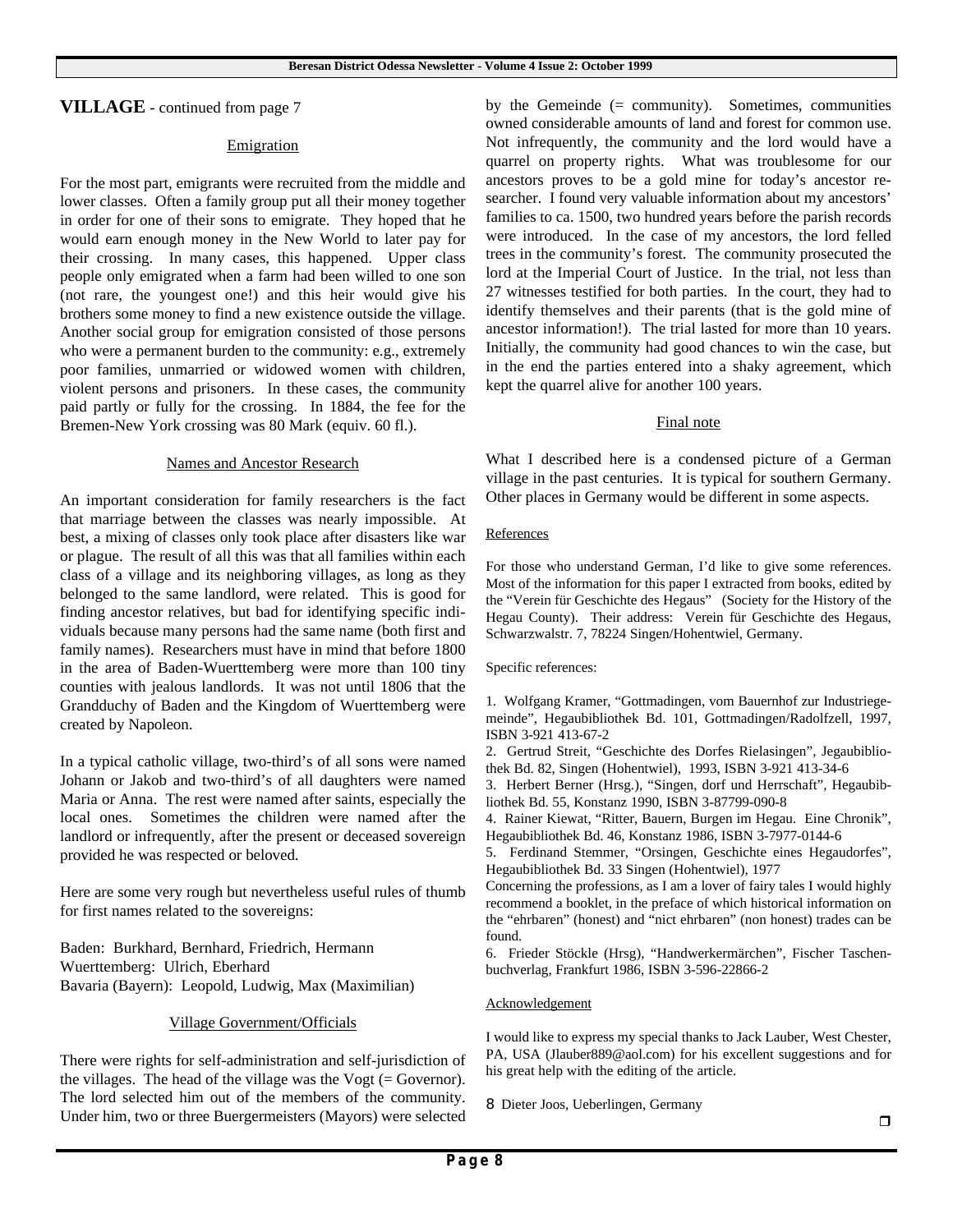**VILLAGE** - continued from page 7

<u>Emigration</u>

For the most part, emigrants were recruited from the middle and lower classes. Often a family group put all their money together in order for one of their sons to emigrate. They hoped that he would earn enough money in the New World to later pay for their crossing. In many cases, this happened. Upper class people only emigrated when a farm had been willed to one son (not rare, the youngest one!) and this heir would give his brothers some money to find a new existence outside the village. Another social group for emigration consisted of those persons who were a permanent burden to the community: e.g., extremely poor families, unmarried or widowed women with children, violent persons and prisoners. In these cases, the community paid partly or fully for the crossing. In 1884, the fee for the Bremen-New York crossing was 80 Mark (equiv. 60 fl.).

<u>Names and Ancestor Research</u>

An important consideration for family researchers is the fact that marriage between the classes was nearly impossible. At best, a mixing of classes only took place after disasters like war or plague. The result of all this was that all families within each class of a village and its neighboring villages, as long as they belonged to the same landlord, were related. This is good for finding ancestor relatives, but bad for identifying specific individuals because many persons had the same name (both first and family names). Researchers must have in mind that before 1800 in the area of Baden-Wuerttemberg were more than 100 tiny counties with jealous landlords. It was not until 1806 that the Grandduchy of Baden and the Kingdom of Wuerttemberg were created by Napoleon.

In a typical catholic village, two-third's of all sons were named Johann or Jakob and two-third's of all daughters were named Maria or Anna. The rest were named after saints, especially the local ones. Sometimes the children were named after the landlord or infrequently, after the present or deceased sovereign provided he was respected or beloved.

Here are some very rough but nevertheless useful rules of thumb for first names related to the sovereigns:

Baden: Burkhard, Bernhard, Friedrich, Hermann
Wuerttemberg: Ulrich, Eberhard
Bavaria (Bayern): Leopold, Ludwig, Max (Maximilian)

<u>Village Government/Officials</u>

There were rights for self-administration and self-jurisdiction of the villages. The head of the village was the Vogt (= Governor). The lord selected him out of the members of the community. Under him, two or three Buergermeisters (Mayors) were selected by the Gemeinde (= community). Sometimes, communities owned considerable amounts of land and forest for common use. Not infrequently, the community and the lord would have a quarrel on property rights. What was troublesome for our ancestors proves to be a gold mine for today's ancestor researcher. I found very valuable information about my ancestors' families to ca. 1500, two hundred years before the parish records were introduced. In the case of my ancestors, the lord felled trees in the community's forest. The community prosecuted the lord at the Imperial Court of Justice. In the trial, not less than 27 witnesses testified for both parties. In the court, they had to identify themselves and their parents (that is the gold mine of ancestor information!). The trial lasted for more than 10 years. Initially, the community had good chances to win the case, but in the end the parties entered into a shaky agreement, which kept the quarrel alive for another 100 years.

<u>Final note</u>

What I described here is a condensed picture of a German village in the past centuries. It is typical for southern Germany. Other places in Germany would be different in some aspects.

<u>References</u>

For those who understand German, I'd like to give some references. Most of the information for this paper I extracted from books, edited by the "Verein für Geschichte des Hegaus" (Society for the History of the Hegau County). Their address: Verein für Geschichte des Hegaus, Schwarzwalstr. 7, 78224 Singen/Hohentwiel, Germany.

Specific references:

1. Wolfgang Kramer, "Gottmadingen, vom Bauernhof zur Industriegemeinde", Hegaubibliothek Bd. 101, Gottmadingen/Radolfzell, 1997, ISBN 3-921 413-67-2
2. Gertrud Streit, "Geschichte des Dorfes Rielasingen", Jegaubibliothek Bd. 82, Singen (Hohentwiel), 1993, ISBN 3-921 413-34-6
3. Herbert Berner (Hrsg.), "Singen, dorf und Herrschaft", Hegaubibliothek Bd. 55, Konstanz 1990, ISBN 3-87799-090-8
4. Rainer Kiewat, "Ritter, Bauern, Burgen im Hegau. Eine Chronik", Hegaubibliothek Bd. 46, Konstanz 1986, ISBN 3-7977-0144-6
5. Ferdinand Stemmer, "Orsingen, Geschichte eines Hegaudorfes", Hegaubibliothek Bd. 33 Singen (Hohentwiel), 1977

Concerning the professions, as I am a lover of fairy tales I would highly recommend a booklet, in the preface of which historical information on the "ehrbaren" (honest) and "nict ehrbaren" (non honest) trades can be found.

6. Frieder Stöckle (Hrsg), "Handwerkermärchen", Fischer Taschenbuchverlag, Frankfurt 1986, ISBN 3-596-22866-2

<u>Acknowledgement</u>

I would like to express my special thanks to Jack Lauber, West Chester, PA, USA (Jlauber889@aol.com) for his excellent suggestions and for his great help with the editing of the article.

8 Dieter Joos, Ueberlingen, Germany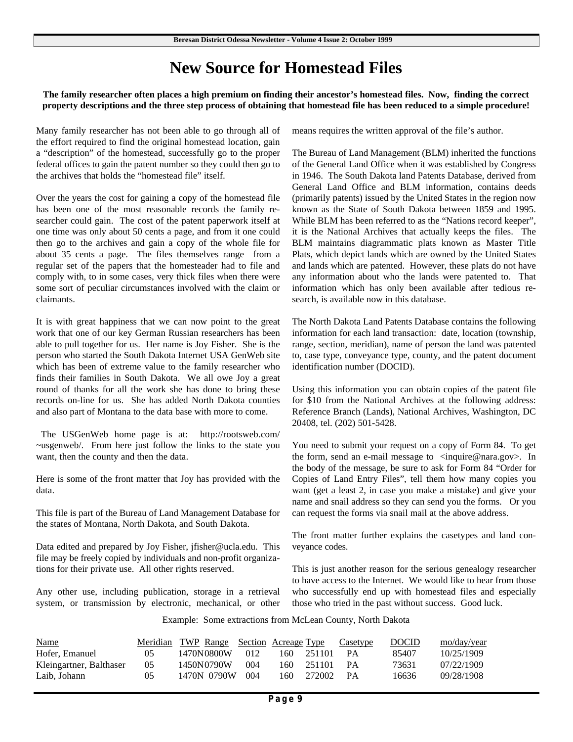# New Source for Homestead Files

**The family researcher often places a high premium on finding their ancestor's homestead files. Now, finding the correct property descriptions and the three step process of obtaining that homestead file has been reduced to a simple procedure!**

Many family researcher has not been able to go through all of the effort required to find the original homestead location, gain a "description" of the homestead, successfully go to the proper federal offices to gain the patent number so they could then go to the archives that holds the "homestead file" itself.

Over the years the cost for gaining a copy of the homestead file has been one of the most reasonable records the family researcher could gain. The cost of the patent paperwork itself at one time was only about 50 cents a page, and from it one could then go to the archives and gain a copy of the whole file for about 35 cents a page. The files themselves range from a regular set of the papers that the homesteader had to file and comply with, to in some cases, very thick files when there were some sort of peculiar circumstances involved with the claim or claimants.

It is with great happiness that we can now point to the great work that one of our key German Russian researchers has been able to pull together for us. Her name is Joy Fisher. She is the person who started the South Dakota Internet USA GenWeb site which has been of extreme value to the family researcher who finds their families in South Dakota. We all owe Joy a great round of thanks for all the work she has done to bring these records on-line for us. She has added North Dakota counties and also part of Montana to the data base with more to come.

The USGenWeb home page is at: http://rootsweb.com/~usgenweb/. From here just follow the links to the state you want, then the county and then the data.

Here is some of the front matter that Joy has provided with the data.

This file is part of the Bureau of Land Management Database for the states of Montana, North Dakota, and South Dakota.

Data edited and prepared by Joy Fisher, jfisher@ucla.edu. This file may be freely copied by individuals and non-profit organizations for their private use. All other rights reserved.

Any other use, including publication, storage in a retrieval system, or transmission by electronic, mechanical, or other means requires the written approval of the file's author.

The Bureau of Land Management (BLM) inherited the functions of the General Land Office when it was established by Congress in 1946. The South Dakota land Patents Database, derived from General Land Office and BLM information, contains deeds (primarily patents) issued by the United States in the region now known as the State of South Dakota between 1859 and 1995. While BLM has been referred to as the "Nations record keeper", it is the National Archives that actually keeps the files. The BLM maintains diagrammatic plats known as Master Title Plats, which depict lands which are owned by the United States and lands which are patented. However, these plats do not have any information about who the lands were patented to. That information which has only been available after tedious research, is available now in this database.

The North Dakota Land Patents Database contains the following information for each land transaction: date, location (township, range, section, meridian), name of person the land was patented to, case type, conveyance type, county, and the patent document identification number (DOCID).

Using this information you can obtain copies of the patent file for $10 from the National Archives at the following address: Reference Branch (Lands), National Archives, Washington, DC 20408, tel. (202) 501-5428.

You need to submit your request on a copy of Form 84. To get the form, send an e-mail message to <inquire@nara.gov>. In the body of the message, be sure to ask for Form 84 "Order for Copies of Land Entry Files", tell them how many copies you want (get a least 2, in case you make a mistake) and give your name and snail address so they can send you the forms. Or you can request the forms via snail mail at the above address.

The front matter further explains the casetypes and land conveyance codes.

This is just another reason for the serious genealogy researcher to have access to the Internet. We would like to hear from those who successfully end up with homestead files and especially those who tried in the past without success. Good luck.

Example: Some extractions from McLean County, North Dakota

| Name | Meridian | TWP | Range | Section | Acreage | Type | Casetype | DOCID | mo/day/year |
|---|---|---|---|---|---|---|---|---|---|
| Hofer, Emanuel | 05 | 1470N | 0800W | 012 | 160 | 251101 | PA | 85407 | 10/25/1909 |
| Kleingartner, Balthaser | 05 | 1450N | 0790W | 004 | 160 | 251101 | PA | 73631 | 07/22/1909 |
| Laib, Johann | 05 | 1470N | 0790W | 004 | 160 | 272002 | PA | 16636 | 09/28/1908 |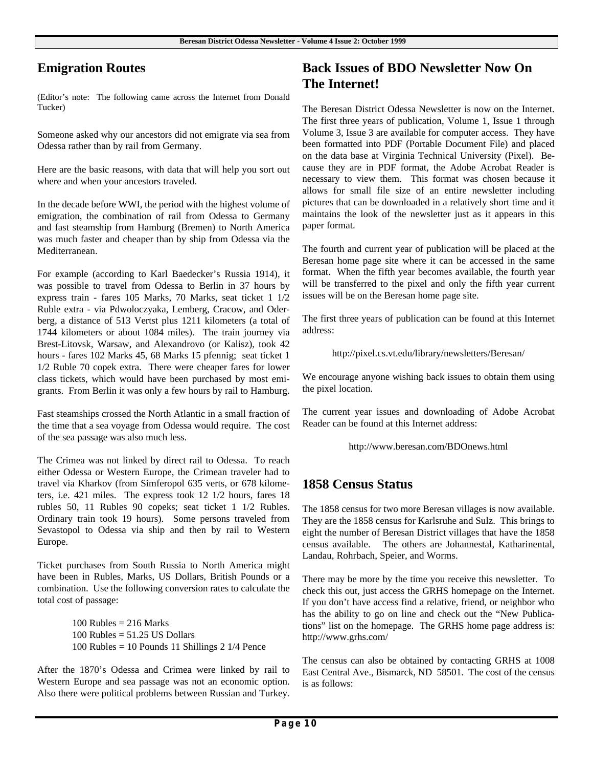## Emigration Routes

(Editor's note: The following came across the Internet from Donald Tucker)

Someone asked why our ancestors did not emigrate via sea from Odessa rather than by rail from Germany.

Here are the basic reasons, with data that will help you sort out where and when your ancestors traveled.

In the decade before WWI, the period with the highest volume of emigration, the combination of rail from Odessa to Germany and fast steamship from Hamburg (Bremen) to North America was much faster and cheaper than by ship from Odessa via the Mediterranean.

For example (according to Karl Baedecker's Russia 1914), it was possible to travel from Odessa to Berlin in 37 hours by express train - fares 105 Marks, 70 Marks, seat ticket 1 1/2 Ruble extra - via Pdwoloczyaka, Lemberg, Cracow, and Oderberg, a distance of 513 Vertst plus 1211 kilometers (a total of 1744 kilometers or about 1084 miles). The train journey via Brest-Litovsk, Warsaw, and Alexandrovo (or Kalisz), took 42 hours - fares 102 Marks 45, 68 Marks 15 pfennig; seat ticket 1 1/2 Ruble 70 copek extra. There were cheaper fares for lower class tickets, which would have been purchased by most emigrants. From Berlin it was only a few hours by rail to Hamburg.

Fast steamships crossed the North Atlantic in a small fraction of the time that a sea voyage from Odessa would require. The cost of the sea passage was also much less.

The Crimea was not linked by direct rail to Odessa. To reach either Odessa or Western Europe, the Crimean traveler had to travel via Kharkov (from Simferopol 635 verts, or 678 kilometers, i.e. 421 miles. The express took 12 1/2 hours, fares 18 rubles 50, 11 Rubles 90 copeks; seat ticket 1 1/2 Rubles. Ordinary train took 19 hours). Some persons traveled from Sevastopol to Odessa via ship and then by rail to Western Europe.

Ticket purchases from South Russia to North America might have been in Rubles, Marks, US Dollars, British Pounds or a combination. Use the following conversion rates to calculate the total cost of passage:

100 Rubles = 216 Marks
100 Rubles = 51.25 US Dollars
100 Rubles = 10 Pounds 11 Shillings 2 1/4 Pence

After the 1870's Odessa and Crimea were linked by rail to Western Europe and sea passage was not an economic option. Also there were political problems between Russian and Turkey.

## Back Issues of BDO Newsletter Now On The Internet!

The Beresan District Odessa Newsletter is now on the Internet. The first three years of publication, Volume 1, Issue 1 through Volume 3, Issue 3 are available for computer access. They have been formatted into PDF (Portable Document File) and placed on the data base at Virginia Technical University (Pixel). Because they are in PDF format, the Adobe Acrobat Reader is necessary to view them. This format was chosen because it allows for small file size of an entire newsletter including pictures that can be downloaded in a relatively short time and it maintains the look of the newsletter just as it appears in this paper format.

The fourth and current year of publication will be placed at the Beresan home page site where it can be accessed in the same format. When the fifth year becomes available, the fourth year will be transferred to the pixel and only the fifth year current issues will be on the Beresan home page site.

The first three years of publication can be found at this Internet address:

http://pixel.cs.vt.edu/library/newsletters/Beresan/

We encourage anyone wishing back issues to obtain them using the pixel location.

The current year issues and downloading of Adobe Acrobat Reader can be found at this Internet address:

http://www.beresan.com/BDOnews.html

## 1858 Census Status

The 1858 census for two more Beresan villages is now available. They are the 1858 census for Karlsruhe and Sulz. This brings to eight the number of Beresan District villages that have the 1858 census available. The others are Johannestal, Katharinental, Landau, Rohrbach, Speier, and Worms.

There may be more by the time you receive this newsletter. To check this out, just access the GRHS homepage on the Internet. If you don't have access find a relative, friend, or neighbor who has the ability to go on line and check out the "New Publications" list on the homepage. The GRHS home page address is: http://www.grhs.com/

The census can also be obtained by contacting GRHS at 1008 East Central Ave., Bismarck, ND 58501. The cost of the census is as follows: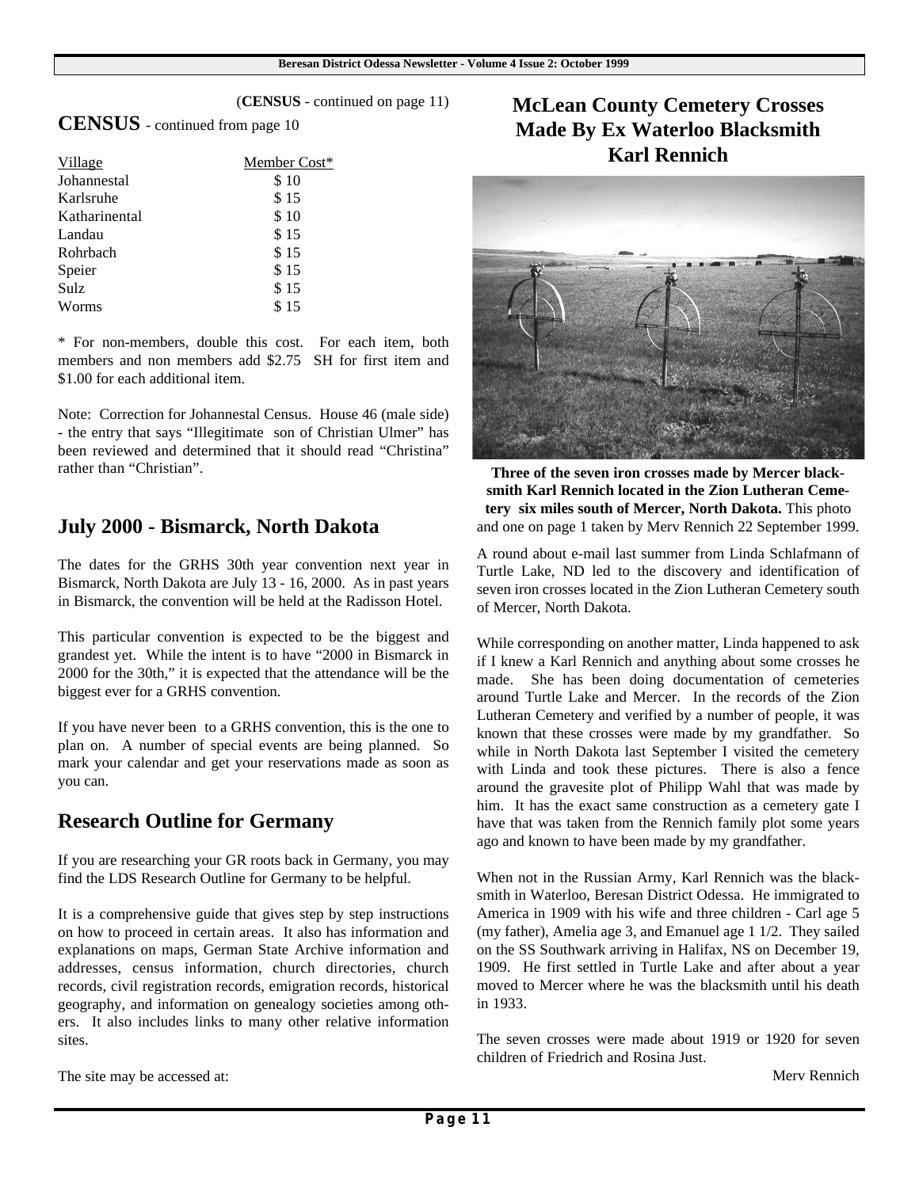(**CENSUS** - continued on page 11)

## CENSUS - continued from page 10

| Village | Member Cost* |
|---|---|
| Johannestal | $ 10 |
| Karlsruhe | $ 15 |
| Katharinental | $ 10 |
| Landau | $ 15 |
| Rohrbach | $ 15 |
| Speier | $ 15 |
| Sulz | $ 15 |
| Worms | $ 15 |

* For non-members, double this cost. For each item, both members and non members add $2.75 SH for first item and $1.00 for each additional item.

Note: Correction for Johannestal Census. House 46 (male side) - the entry that says "Illegitimate son of Christian Ulmer" has been reviewed and determined that it should read "Christina" rather than "Christian".

## July 2000 - Bismarck, North Dakota

The dates for the GRHS 30th year convention next year in Bismarck, North Dakota are July 13 - 16, 2000. As in past years in Bismarck, the convention will be held at the Radisson Hotel.

This particular convention is expected to be the biggest and grandest yet. While the intent is to have "2000 in Bismarck in 2000 for the 30th," it is expected that the attendance will be the biggest ever for a GRHS convention.

If you have never been to a GRHS convention, this is the one to plan on. A number of special events are being planned. So mark your calendar and get your reservations made as soon as you can.

## Research Outline for Germany

If you are researching your GR roots back in Germany, you may find the LDS Research Outline for Germany to be helpful.

It is a comprehensive guide that gives step by step instructions on how to proceed in certain areas. It also has information and explanations on maps, German State Archive information and addresses, census information, church directories, church records, civil registration records, emigration records, historical geography, and information on genealogy societies among others. It also includes links to many other relative information sites.

The site may be accessed at:

## McLean County Cemetery Crosses Made By Ex Waterloo Blacksmith Karl Rennich

**Three of the seven iron crosses made by Mercer blacksmith Karl Rennich located in the Zion Lutheran Cemetery six miles south of Mercer, North Dakota.** This photo and one on page 1 taken by Merv Rennich 22 September 1999.

A round about e-mail last summer from Linda Schlafmann of Turtle Lake, ND led to the discovery and identification of seven iron crosses located in the Zion Lutheran Cemetery south of Mercer, North Dakota.

While corresponding on another matter, Linda happened to ask if I knew a Karl Rennich and anything about some crosses he made. She has been doing documentation of cemeteries around Turtle Lake and Mercer. In the records of the Zion Lutheran Cemetery and verified by a number of people, it was known that these crosses were made by my grandfather. So while in North Dakota last September I visited the cemetery with Linda and took these pictures. There is also a fence around the gravesite plot of Philipp Wahl that was made by him. It has the exact same construction as a cemetery gate I have that was taken from the Rennich family plot some years ago and known to have been made by my grandfather.

When not in the Russian Army, Karl Rennich was the blacksmith in Waterloo, Beresan District Odessa. He immigrated to America in 1909 with his wife and three children - Carl age 5 (my father), Amelia age 3, and Emanuel age 1 1/2. They sailed on the SS Southwark arriving in Halifax, NS on December 19, 1909. He first settled in Turtle Lake and after about a year moved to Mercer where he was the blacksmith until his death in 1933.

The seven crosses were made about 1919 or 1920 for seven children of Friedrich and Rosina Just.

Merv Rennich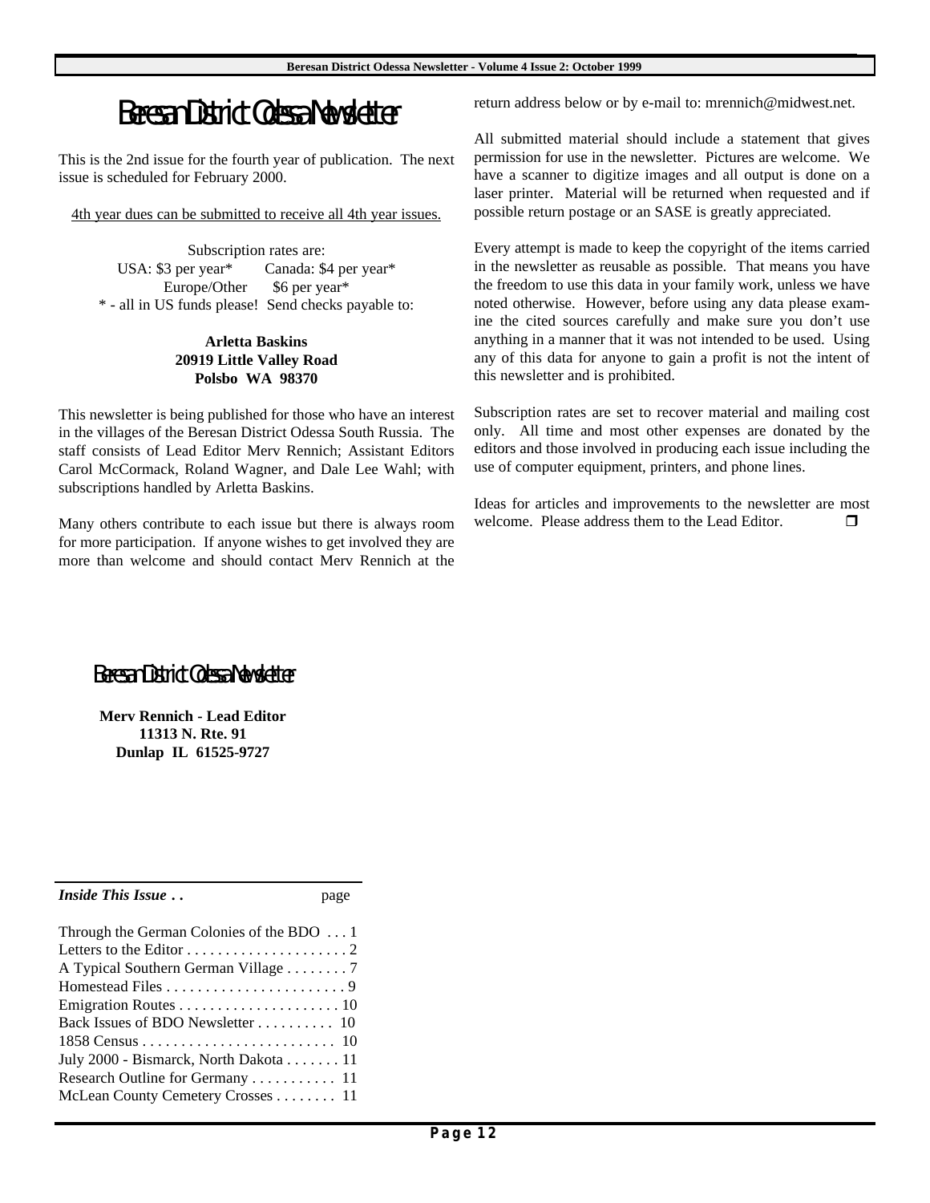# Beresan District Odessa Newsletter

This is the 2nd issue for the fourth year of publication. The next issue is scheduled for February 2000.

4th year dues can be submitted to receive all 4th year issues.

Subscription rates are:
USA: $3 per year* Canada: $4 per year*
Europe/Other $6 per year*
* - all in US funds please! Send checks payable to:

**Arletta Baskins**
**20919 Little Valley Road**
**Polsbo WA 98370**

This newsletter is being published for those who have an interest in the villages of the Beresan District Odessa South Russia. The staff consists of Lead Editor Merv Rennich; Assistant Editors Carol McCormack, Roland Wagner, and Dale Lee Wahl; with subscriptions handled by Arletta Baskins.

Many others contribute to each issue but there is always room for more participation. If anyone wishes to get involved they are more than welcome and should contact Merv Rennich at the return address below or by e-mail to: mrennich@midwest.net.

All submitted material should include a statement that gives permission for use in the newsletter. Pictures are welcome. We have a scanner to digitize images and all output is done on a laser printer. Material will be returned when requested and if possible return postage or an SASE is greatly appreciated.

Every attempt is made to keep the copyright of the items carried in the newsletter as reusable as possible. That means you have the freedom to use this data in your family work, unless we have noted otherwise. However, before using any data please examine the cited sources carefully and make sure you don't use anything in a manner that it was not intended to be used. Using any of this data for anyone to gain a profit is not the intent of this newsletter and is prohibited.

Subscription rates are set to recover material and mailing cost only. All time and most other expenses are donated by the editors and those involved in producing each issue including the use of computer equipment, printers, and phone lines.

Ideas for articles and improvements to the newsletter are most welcome. Please address them to the Lead Editor. ❒

## Beresan District Odessa Newsletter

**Merv Rennich - Lead Editor**
**11313 N. Rte. 91**
**Dunlap IL 61525-9727**

| ***Inside This Issue . .*** | page |
| --- | --- |
| Through the German Colonies of the BDO | 1 |
| Letters to the Editor | 2 |
| A Typical Southern German Village | 7 |
| Homestead Files | 9 |
| Emigration Routes | 10 |
| Back Issues of BDO Newsletter | 10 |
| 1858 Census | 10 |
| July 2000 - Bismarck, North Dakota | 11 |
| Research Outline for Germany | 11 |
| McLean County Cemetery Crosses | 11 |